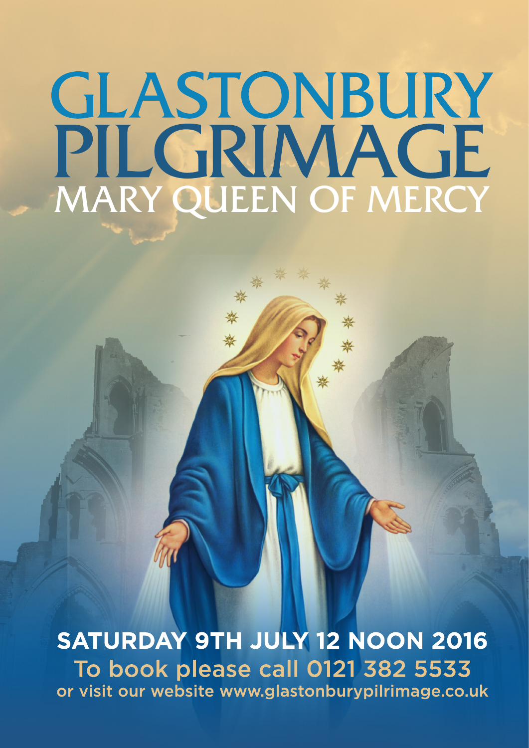# GLASTONBURY PILGRIMAGE

## MARY QUEEN OF MERCY

**SATURDAY 9TH JULY 12 NOON 2016**

To book please call 0121 382 5533

or visit our website www.glastonburypilrimage.co.uk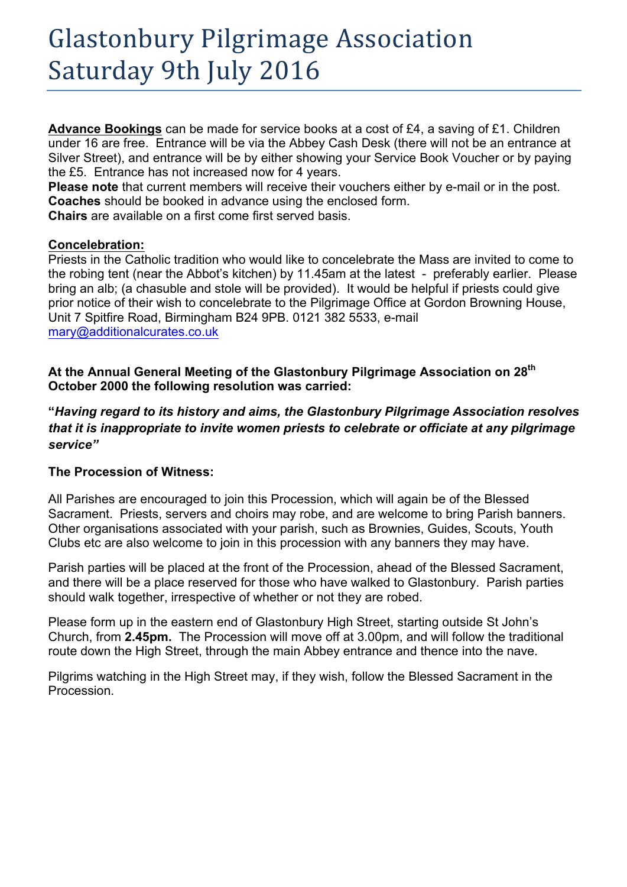# Glastonbury Pilgrimage Association Saturday 9th July 2016

**<u>Advance Bookings</u>** can be made for service books at a cost of £4, a saving of £1. Children under 16 are free. Entrance will be via the Abbey Cash Desk (there will not be an entrance at Silver Street), and entrance will be by either showing your Service Book Voucher or by paying the £5. Entrance has not increased now for 4 years.

**Please note** that current members will receive their vouchers either by e-mail or in the post.

**Coaches** should be booked in advance using the enclosed form.

**Chairs** are available on a first come first served basis.

**<u>Concelebration:</u>**

Priests in the Catholic tradition who would like to concelebrate the Mass are invited to come to the robing tent (near the Abbot's kitchen) by 11.45am at the latest - preferably earlier. Please bring an alb; (a chasuble and stole will be provided). It would be helpful if priests could give prior notice of their wish to concelebrate to the Pilgrimage Office at Gordon Browning House, Unit 7 Spitfire Road, Birmingham B24 9PB. 0121 382 5533, e-mail mary@additionalcurates.co.uk

**At the Annual General Meeting of the Glastonbury Pilgrimage Association on 28th October 2000 the following resolution was carried:**

***"Having regard to its history and aims, the Glastonbury Pilgrimage Association resolves that it is inappropriate to invite women priests to celebrate or officiate at any pilgrimage service"***

**The Procession of Witness:**

All Parishes are encouraged to join this Procession, which will again be of the Blessed Sacrament. Priests, servers and choirs may robe, and are welcome to bring Parish banners. Other organisations associated with your parish, such as Brownies, Guides, Scouts, Youth Clubs etc are also welcome to join in this procession with any banners they may have.

Parish parties will be placed at the front of the Procession, ahead of the Blessed Sacrament, and there will be a place reserved for those who have walked to Glastonbury. Parish parties should walk together, irrespective of whether or not they are robed.

Please form up in the eastern end of Glastonbury High Street, starting outside St John's Church, from **2.45pm.** The Procession will move off at 3.00pm, and will follow the traditional route down the High Street, through the main Abbey entrance and thence into the nave.

Pilgrims watching in the High Street may, if they wish, follow the Blessed Sacrament in the Procession.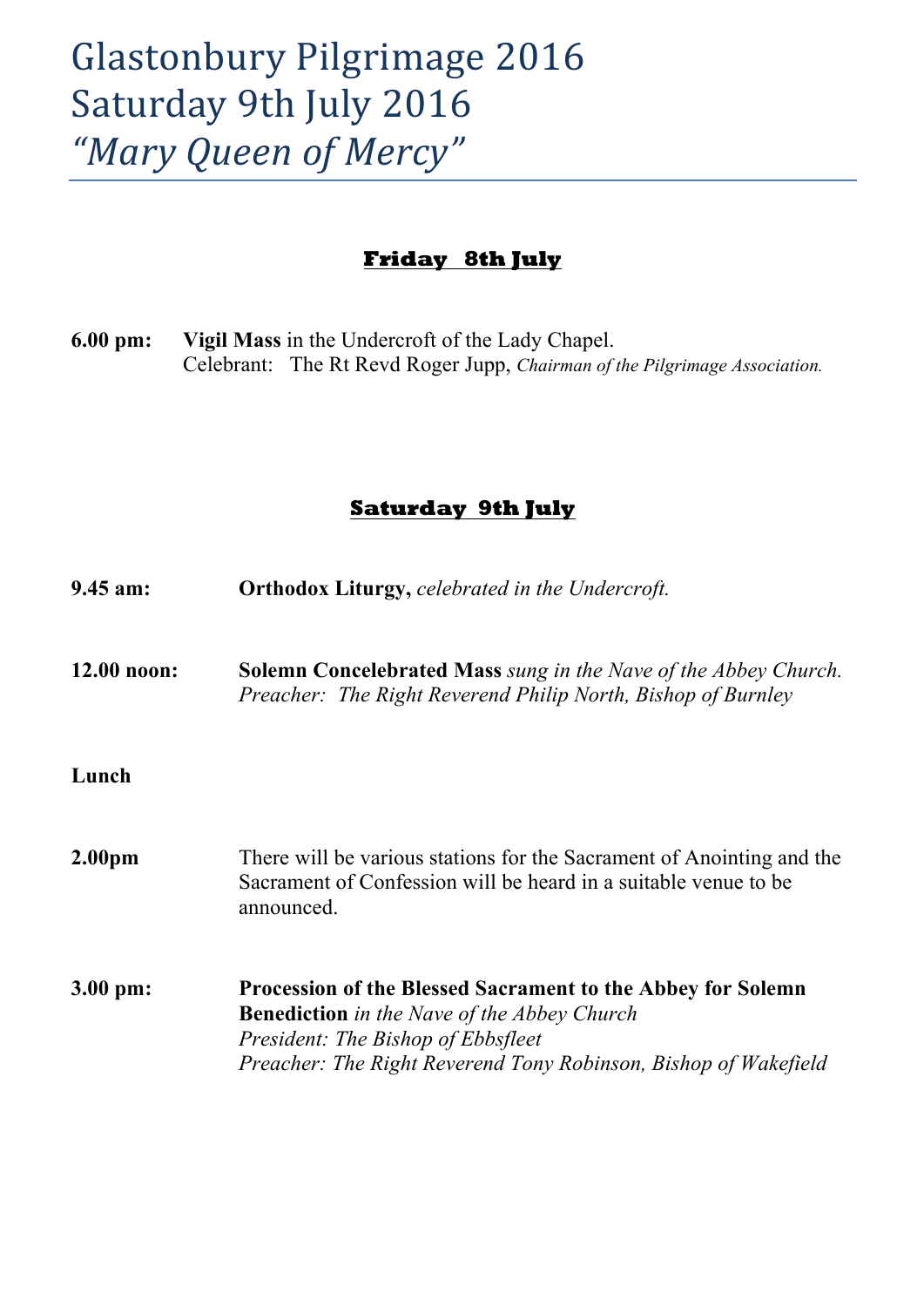# Glastonbury Pilgrimage 2016
# Saturday 9th July 2016
# *"Mary Queen of Mercy"*

---

## Friday 8th July

**6.00 pm:** **Vigil Mass** in the Undercroft of the Lady Chapel.
Celebrant: The Rt Revd Roger Jupp, *Chairman of the Pilgrimage Association.*

## Saturday 9th July

**9.45 am:** **Orthodox Liturgy,** *celebrated in the Undercroft.*

**12.00 noon:** **Solemn Concelebrated Mass** *sung in the Nave of the Abbey Church.*
*Preacher: The Right Reverend Philip North, Bishop of Burnley*

**Lunch**

**2.00pm** There will be various stations for the Sacrament of Anointing and the Sacrament of Confession will be heard in a suitable venue to be announced.

**3.00 pm:** **Procession of the Blessed Sacrament to the Abbey for Solemn Benediction** *in the Nave of the Abbey Church*
*President: The Bishop of Ebbsfleet*
*Preacher: The Right Reverend Tony Robinson, Bishop of Wakefield*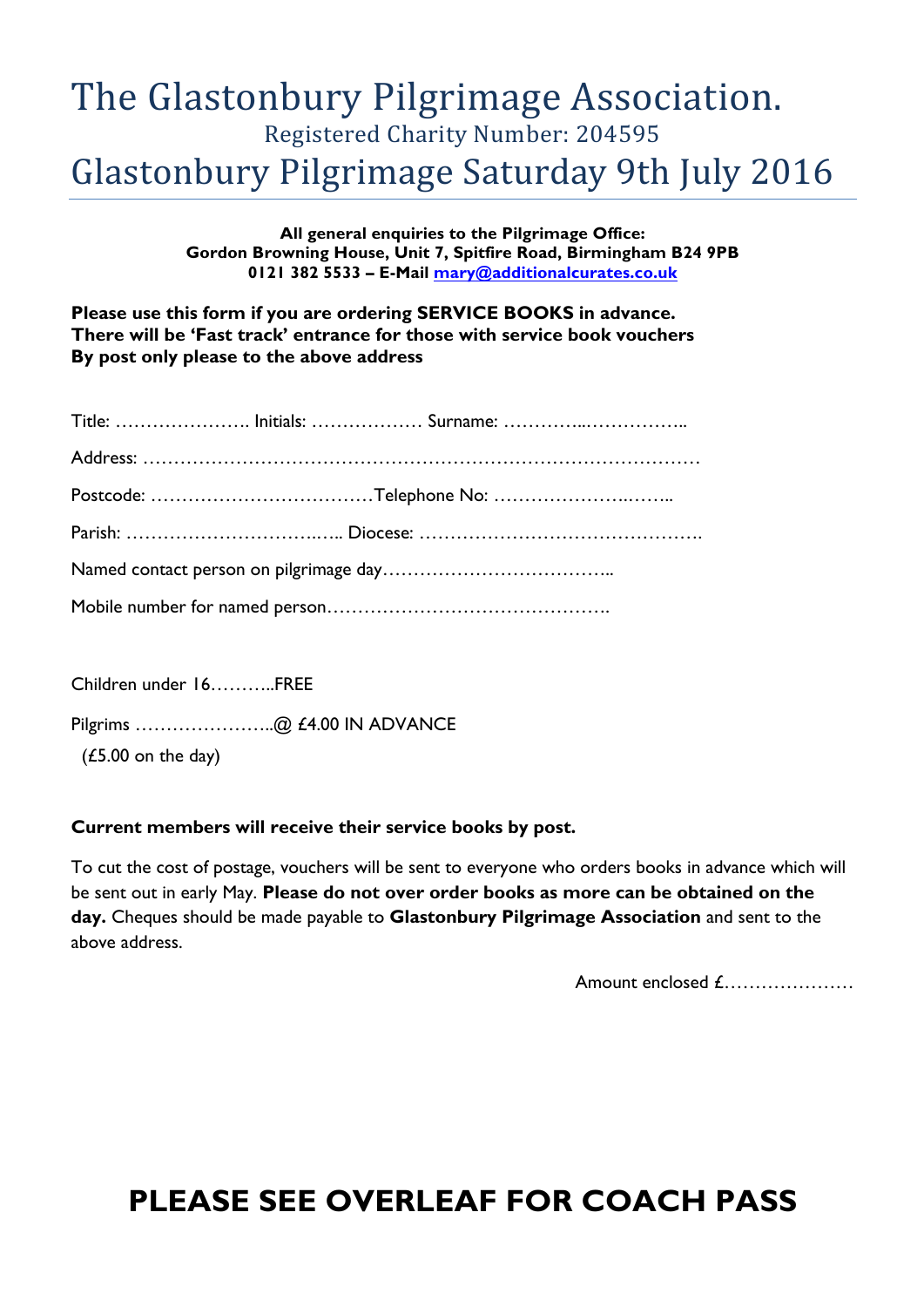# The Glastonbury Pilgrimage Association.

Registered Charity Number: 204595

## Glastonbury Pilgrimage Saturday 9th July 2016

**All general enquiries to the Pilgrimage Office:**
**Gordon Browning House, Unit 7, Spitfire Road, Birmingham B24 9PB**
**0121 382 5533 – E-Mail [mary@additionalcurates.co.uk](mailto:mary@additionalcurates.co.uk)**

**Please use this form if you are ordering SERVICE BOOKS in advance.**
**There will be 'Fast track' entrance for those with service book vouchers**
**By post only please to the above address**

Title: …………………. Initials: ……………… Surname: …………..……………..

Address: ………………………………………………………………………………

Postcode: ………………………………Telephone No: …………………..……..

Parish: ………………………….….. Diocese: ……………………………………….

Named contact person on pilgrimage day………………………………..

Mobile number for named person……………………………………….

Children under 16………..FREE

Pilgrims …………………..@ £4.00 IN ADVANCE
(£5.00 on the day)

**Current members will receive their service books by post.**

To cut the cost of postage, vouchers will be sent to everyone who orders books in advance which will be sent out in early May. **Please do not over order books as more can be obtained on the day.** Cheques should be made payable to **Glastonbury Pilgrimage Association** and sent to the above address.

Amount enclosed £…………………

## PLEASE SEE OVERLEAF FOR COACH PASS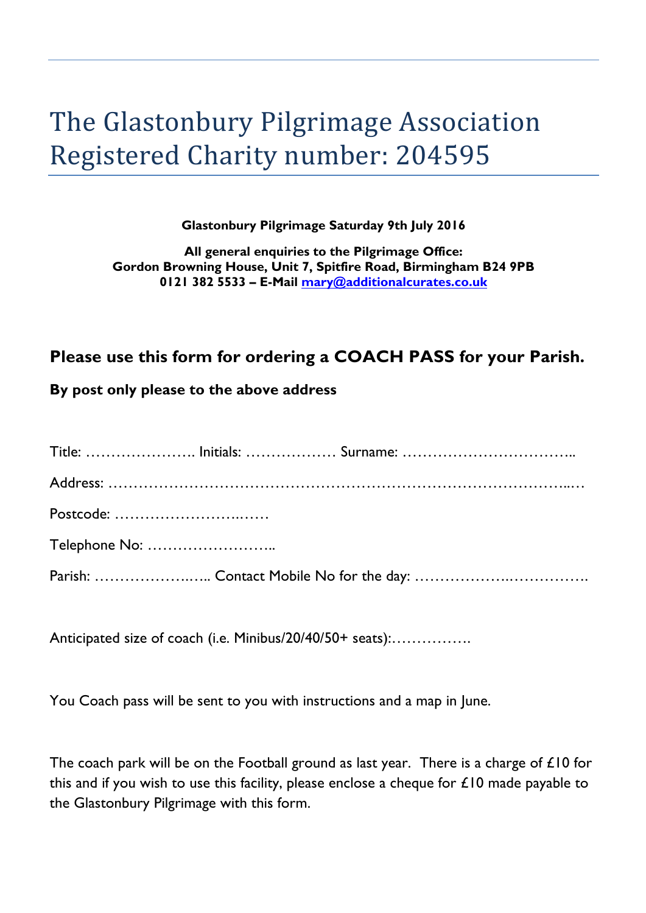# The Glastonbury Pilgrimage Association
# Registered Charity number: 204595

**Glastonbury Pilgrimage Saturday 9th July 2016**

**All general enquiries to the Pilgrimage Office:**
**Gordon Browning House, Unit 7, Spitfire Road, Birmingham B24 9PB**
**0121 382 5533 – E-Mail mary@additionalcurates.co.uk**

## Please use this form for ordering a COACH PASS for your Parish.

**By post only please to the above address**

Title: …………………. Initials: ……………… Surname: ……………………………..

Address: ……………………………………………………………………………...…

Postcode: ……………………..……

Telephone No: ……………………..

Parish: ………………..….. Contact Mobile No for the day: ………………..…………….

Anticipated size of coach (i.e. Minibus/20/40/50+ seats):…………….

You Coach pass will be sent to you with instructions and a map in June.

The coach park will be on the Football ground as last year. There is a charge of £10 for this and if you wish to use this facility, please enclose a cheque for £10 made payable to the Glastonbury Pilgrimage with this form.